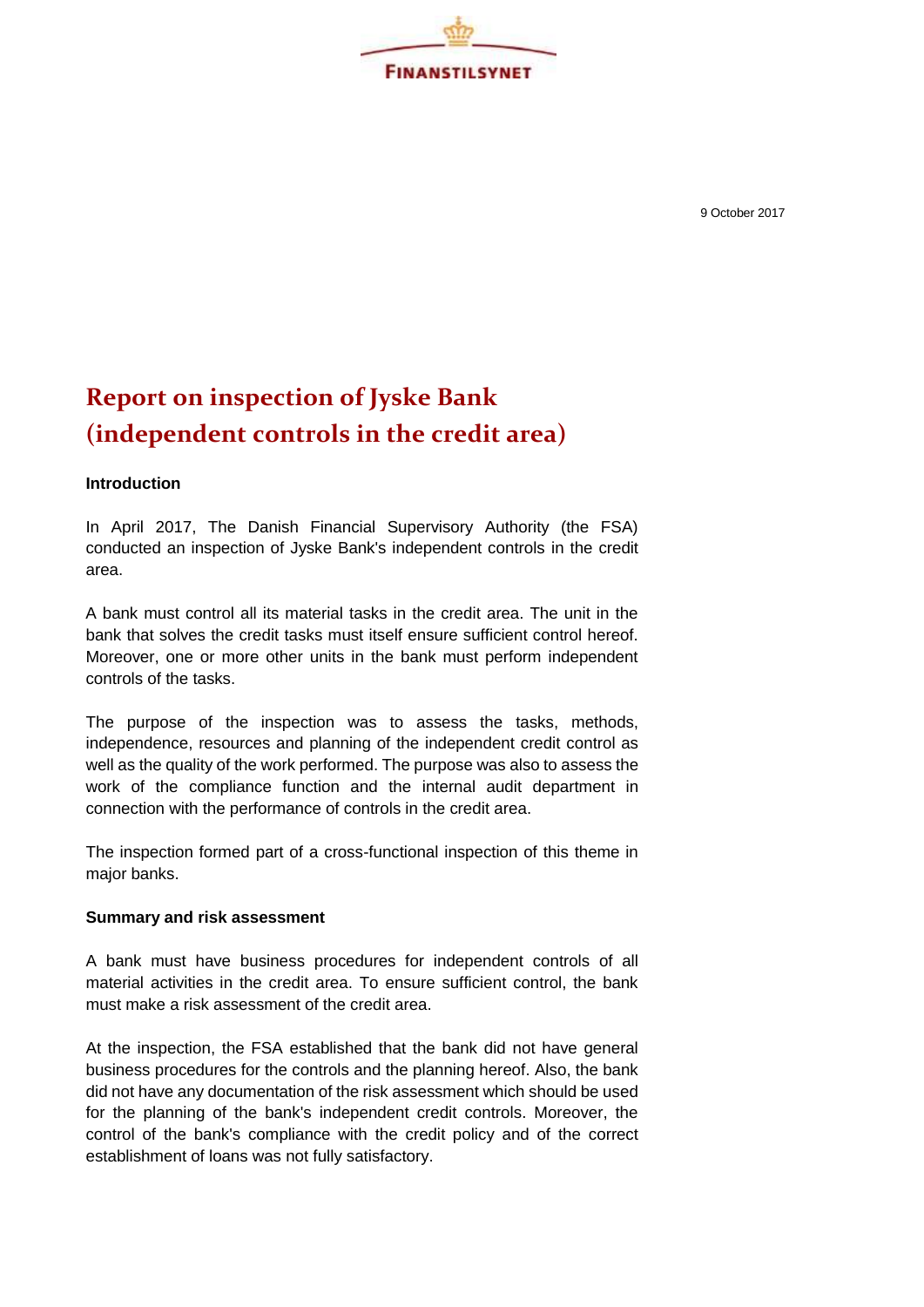FINANSTILSYNET

9 October 2017

# Report on inspection of Jyske Bank (independent controls in the credit area)

**Introduction**

In April 2017, The Danish Financial Supervisory Authority (the FSA) conducted an inspection of Jyske Bank's independent controls in the credit area.

A bank must control all its material tasks in the credit area. The unit in the bank that solves the credit tasks must itself ensure sufficient control hereof. Moreover, one or more other units in the bank must perform independent controls of the tasks.

The purpose of the inspection was to assess the tasks, methods, independence, resources and planning of the independent credit control as well as the quality of the work performed. The purpose was also to assess the work of the compliance function and the internal audit department in connection with the performance of controls in the credit area.

The inspection formed part of a cross-functional inspection of this theme in major banks.

**Summary and risk assessment**

A bank must have business procedures for independent controls of all material activities in the credit area. To ensure sufficient control, the bank must make a risk assessment of the credit area.

At the inspection, the FSA established that the bank did not have general business procedures for the controls and the planning hereof. Also, the bank did not have any documentation of the risk assessment which should be used for the planning of the bank's independent credit controls. Moreover, the control of the bank's compliance with the credit policy and of the correct establishment of loans was not fully satisfactory.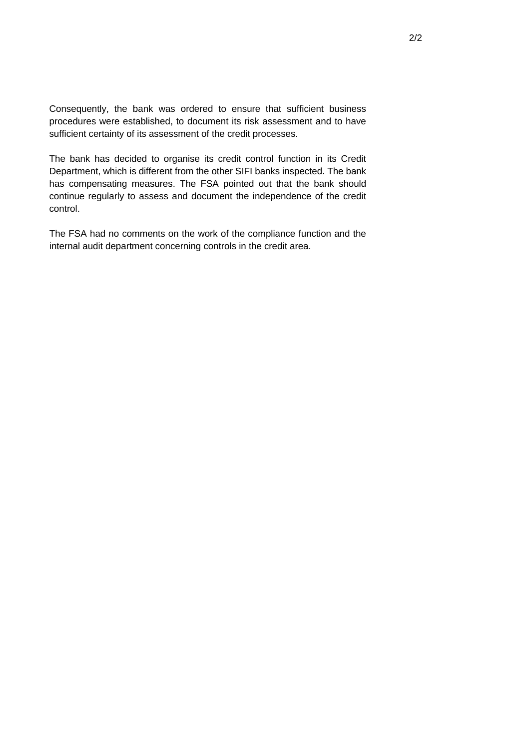Consequently, the bank was ordered to ensure that sufficient business procedures were established, to document its risk assessment and to have sufficient certainty of its assessment of the credit processes.

The bank has decided to organise its credit control function in its Credit Department, which is different from the other SIFI banks inspected. The bank has compensating measures. The FSA pointed out that the bank should continue regularly to assess and document the independence of the credit control.

The FSA had no comments on the work of the compliance function and the internal audit department concerning controls in the credit area.